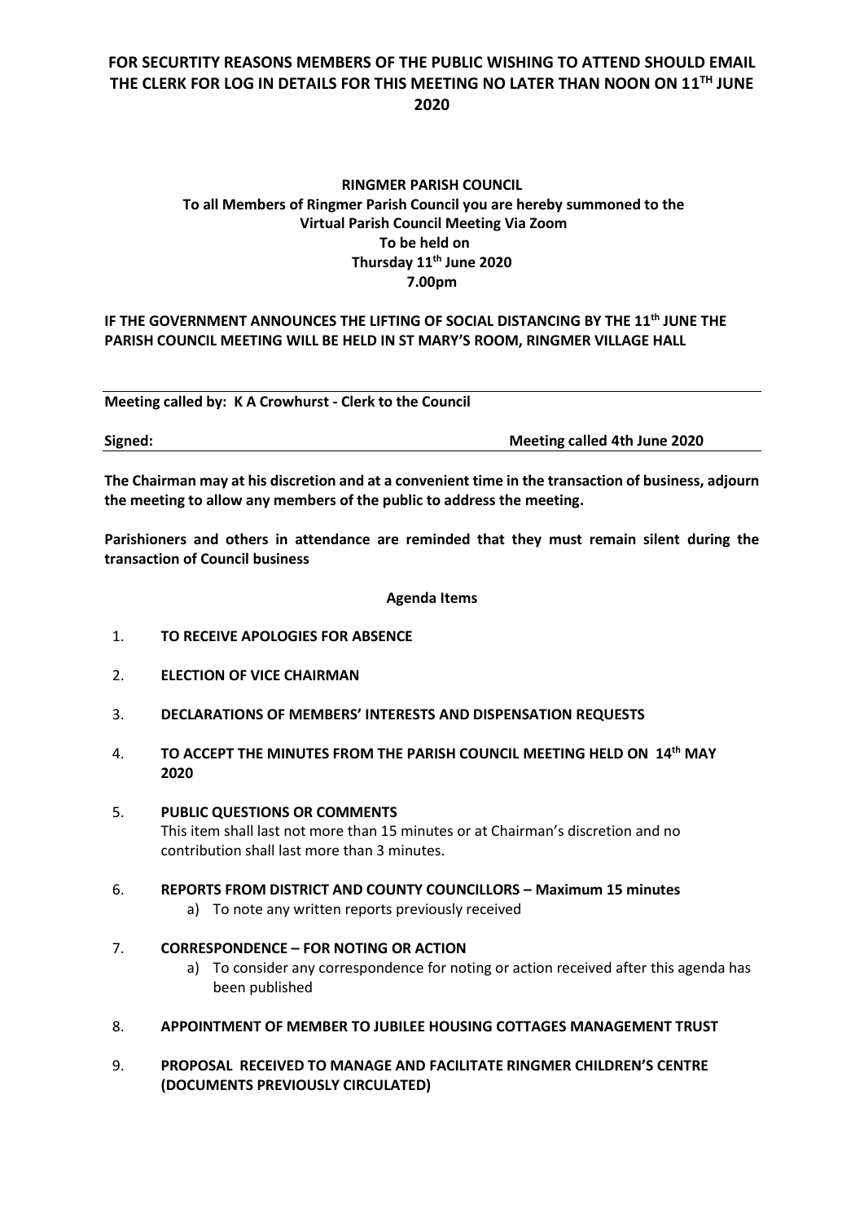**FOR SECUTRITY REASONS MEMBERS OF THE PUBLIC WISHING TO ATTEND SHOULD EMAIL THE CLERK FOR LOG IN DETAILS FOR THIS MEETING NO LATER THAN NOON ON 11TH JUNE 2020**

**RINGMER PARISH COUNCIL**
**To all Members of Ringmer Parish Council you are hereby summoned to the Virtual Parish Council Meeting Via Zoom**
**To be held on**
**Thursday 11th June 2020**
**7.00pm**

**IF THE GOVERNMENT ANNOUNCES THE LIFTING OF SOCIAL DISTANCING BY THE 11th JUNE THE PARISH COUNCIL MEETING WILL BE HELD IN ST MARY'S ROOM, RINGMER VILLAGE HALL**

---

**Meeting called by: K A Crowhurst - Clerk to the Council**

**Signed:** **Meeting called 4th June 2020**

---

**The Chairman may at his discretion and at a convenient time in the transaction of business, adjourn the meeting to allow any members of the public to address the meeting.**

**Parishioners and others in attendance are reminded that they must remain silent during the transaction of Council business**

**Agenda Items**

1. **TO RECEIVE APOLOGIES FOR ABSENCE**
2. **ELECTION OF VICE CHAIRMAN**
3. **DECLARATIONS OF MEMBERS' INTERESTS AND DISPENSATION REQUESTS**
4. **TO ACCEPT THE MINUTES FROM THE PARISH COUNCIL MEETING HELD ON 14th MAY 2020**
5. **PUBLIC QUESTIONS OR COMMENTS**
   This item shall last not more than 15 minutes or at Chairman's discretion and no contribution shall last more than 3 minutes.
6. **REPORTS FROM DISTRICT AND COUNTY COUNCILLORS – Maximum 15 minutes**
   a) To note any written reports previously received
7. **CORRESPONDENCE – FOR NOTING OR ACTION**
   a) To consider any correspondence for noting or action received after this agenda has been published
8. **APPOINTMENT OF MEMBER TO JUBILEE HOUSING COTTAGES MANAGEMENT TRUST**
9. **PROPOSAL RECEIVED TO MANAGE AND FACILITATE RINGMER CHILDREN'S CENTRE (DOCUMENTS PREVIOUSLY CIRCULATED)**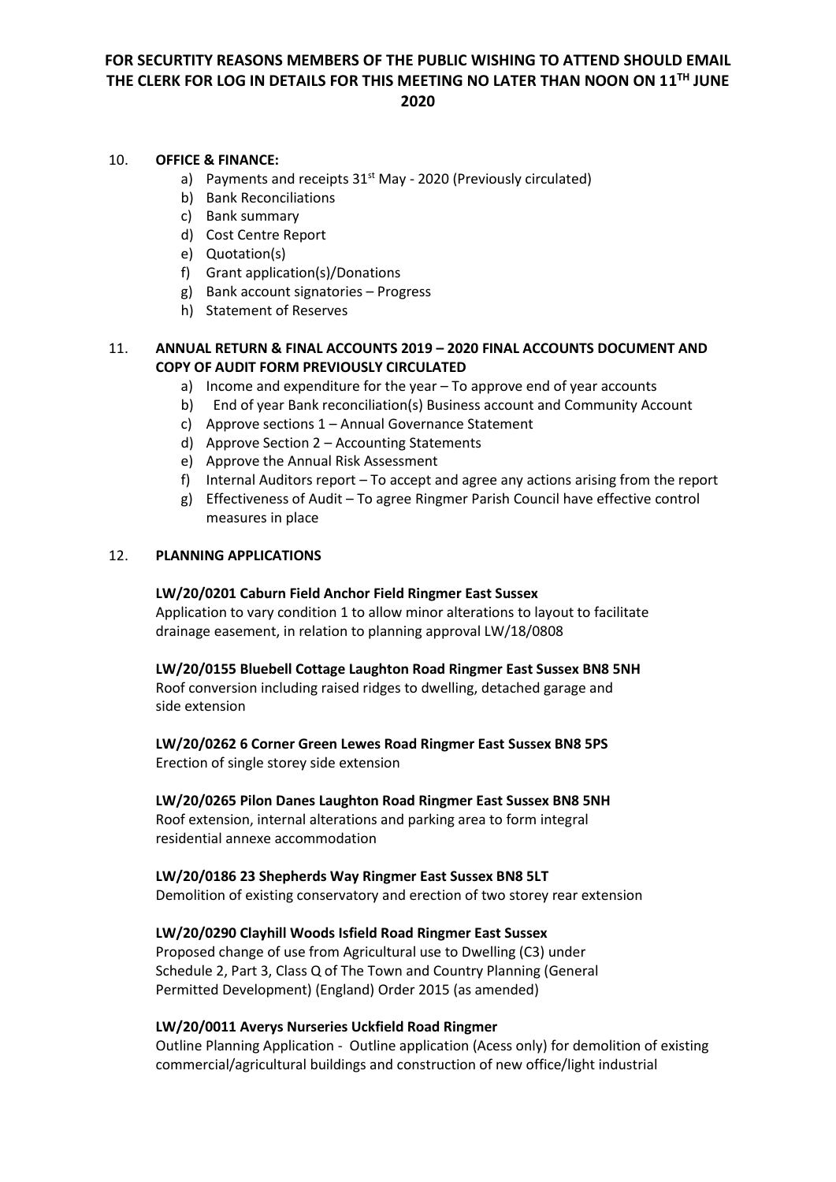**FOR SECURTITY REASONS MEMBERS OF THE PUBLIC WISHING TO ATTEND SHOULD EMAIL THE CLERK FOR LOG IN DETAILS FOR THIS MEETING NO LATER THAN NOON ON 11TH JUNE 2020**

10. **OFFICE & FINANCE:**
    a) Payments and receipts 31st May - 2020 (Previously circulated)
    b) Bank Reconciliations
    c) Bank summary
    d) Cost Centre Report
    e) Quotation(s)
    f) Grant application(s)/Donations
    g) Bank account signatories – Progress
    h) Statement of Reserves

11. **ANNUAL RETURN & FINAL ACCOUNTS 2019 – 2020 FINAL ACCOUNTS DOCUMENT AND COPY OF AUDIT FORM PREVIOUSLY CIRCULATED**
    a) Income and expenditure for the year – To approve end of year accounts
    b) End of year Bank reconciliation(s) Business account and Community Account
    c) Approve sections 1 – Annual Governance Statement
    d) Approve Section 2 – Accounting Statements
    e) Approve the Annual Risk Assessment
    f) Internal Auditors report – To accept and agree any actions arising from the report
    g) Effectiveness of Audit – To agree Ringmer Parish Council have effective control measures in place

12. **PLANNING APPLICATIONS**

**LW/20/0201 Caburn Field Anchor Field Ringmer East Sussex**
Application to vary condition 1 to allow minor alterations to layout to facilitate drainage easement, in relation to planning approval LW/18/0808

**LW/20/0155 Bluebell Cottage Laughton Road Ringmer East Sussex BN8 5NH**
Roof conversion including raised ridges to dwelling, detached garage and side extension

**LW/20/0262 6 Corner Green Lewes Road Ringmer East Sussex BN8 5PS**
Erection of single storey side extension

**LW/20/0265 Pilon Danes Laughton Road Ringmer East Sussex BN8 5NH**
Roof extension, internal alterations and parking area to form integral residential annexe accommodation

**LW/20/0186 23 Shepherds Way Ringmer East Sussex BN8 5LT**
Demolition of existing conservatory and erection of two storey rear extension

**LW/20/0290 Clayhill Woods Isfield Road Ringmer East Sussex**
Proposed change of use from Agricultural use to Dwelling (C3) under Schedule 2, Part 3, Class Q of The Town and Country Planning (General Permitted Development) (England) Order 2015 (as amended)

**LW/20/0011 Averys Nurseries Uckfield Road Ringmer**
Outline Planning Application - Outline application (Acess only) for demolition of existing commercial/agricultural buildings and construction of new office/light industrial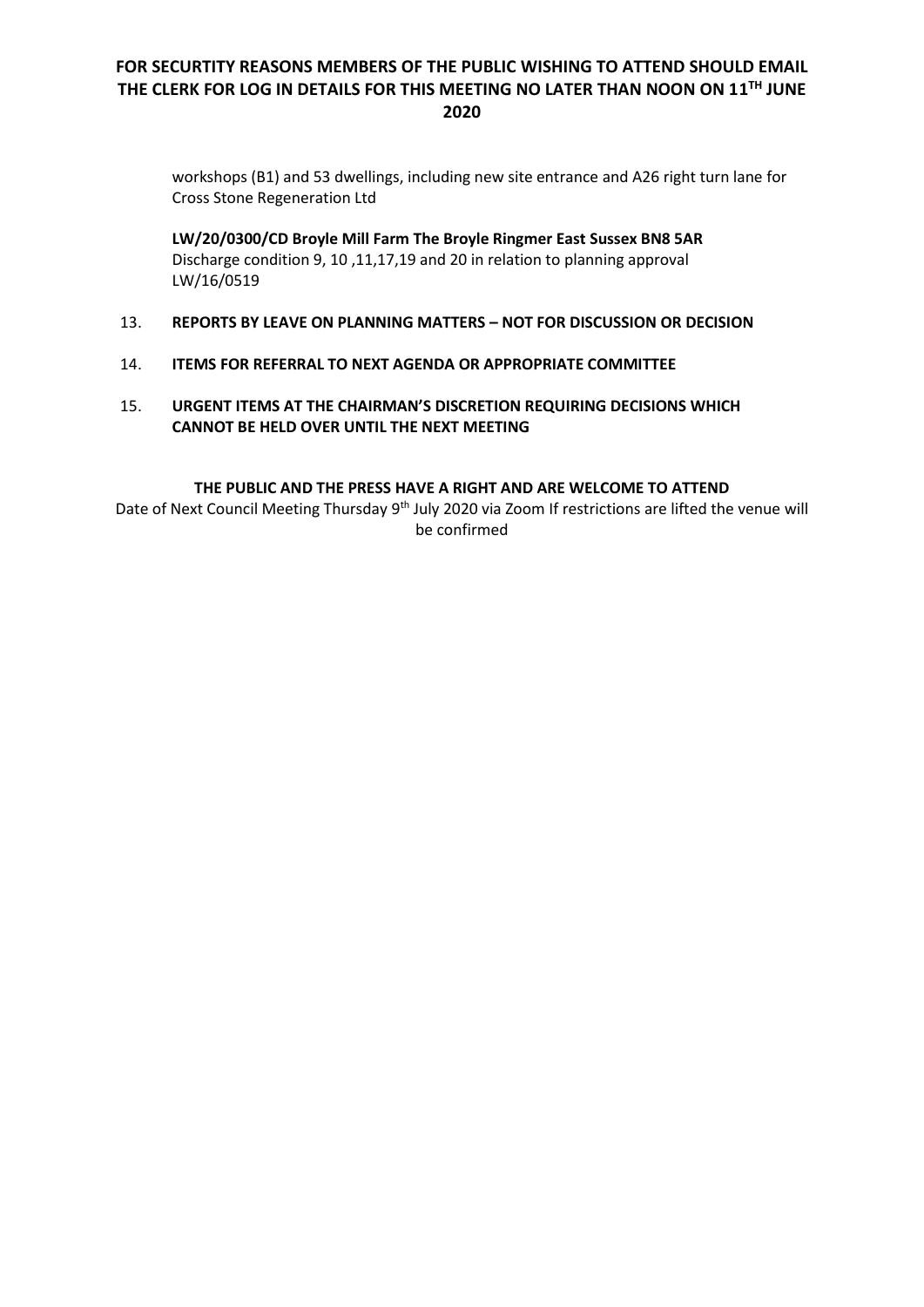**FOR SECURTITY REASONS MEMBERS OF THE PUBLIC WISHING TO ATTEND SHOULD EMAIL THE CLERK FOR LOG IN DETAILS FOR THIS MEETING NO LATER THAN NOON ON 11TH JUNE 2020**

workshops (B1) and 53 dwellings, including new site entrance and A26 right turn lane for Cross Stone Regeneration Ltd

**LW/20/0300/CD Broyle Mill Farm The Broyle Ringmer East Sussex BN8 5AR**
Discharge condition 9, 10 ,11,17,19 and 20 in relation to planning approval LW/16/0519

13. **REPORTS BY LEAVE ON PLANNING MATTERS – NOT FOR DISCUSSION OR DECISION**

14. **ITEMS FOR REFERRAL TO NEXT AGENDA OR APPROPRIATE COMMITTEE**

15. **URGENT ITEMS AT THE CHAIRMAN'S DISCRETION REQUIRING DECISIONS WHICH CANNOT BE HELD OVER UNTIL THE NEXT MEETING**

**THE PUBLIC AND THE PRESS HAVE A RIGHT AND ARE WELCOME TO ATTEND**

Date of Next Council Meeting Thursday 9th July 2020 via Zoom If restrictions are lifted the venue will be confirmed